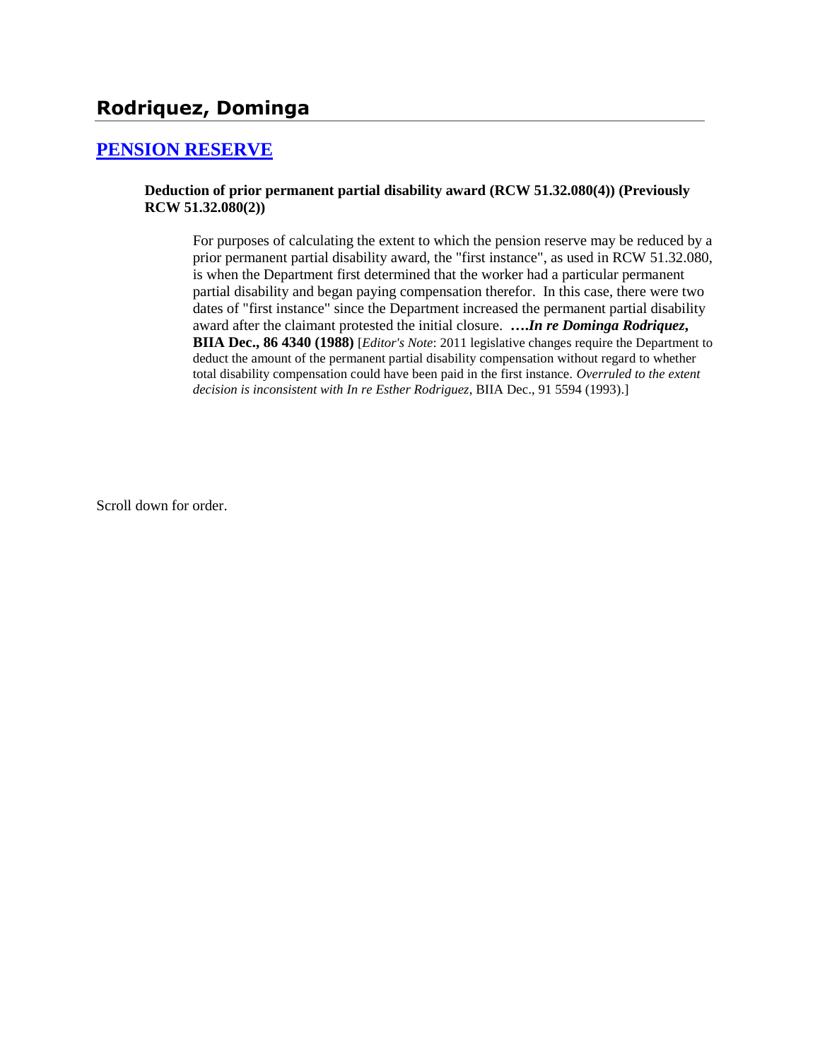# Rodriquez, Dominga

## PENSION RESERVE

**Deduction of prior permanent partial disability award (RCW 51.32.080(4)) (Previously RCW 51.32.080(2))**

For purposes of calculating the extent to which the pension reserve may be reduced by a prior permanent partial disability award, the "first instance", as used in RCW 51.32.080, is when the Department first determined that the worker had a particular permanent partial disability and began paying compensation therefor. In this case, there were two dates of "first instance" since the Department increased the permanent partial disability award after the claimant protested the initial closure. **….*In re Dominga Rodriquez*, BIIA Dec., 86 4340 (1988)** [*Editor's Note*: 2011 legislative changes require the Department to deduct the amount of the permanent partial disability compensation without regard to whether total disability compensation could have been paid in the first instance. *Overruled to the extent decision is inconsistent with In re Esther Rodriguez*, BIIA Dec., 91 5594 (1993).]

Scroll down for order.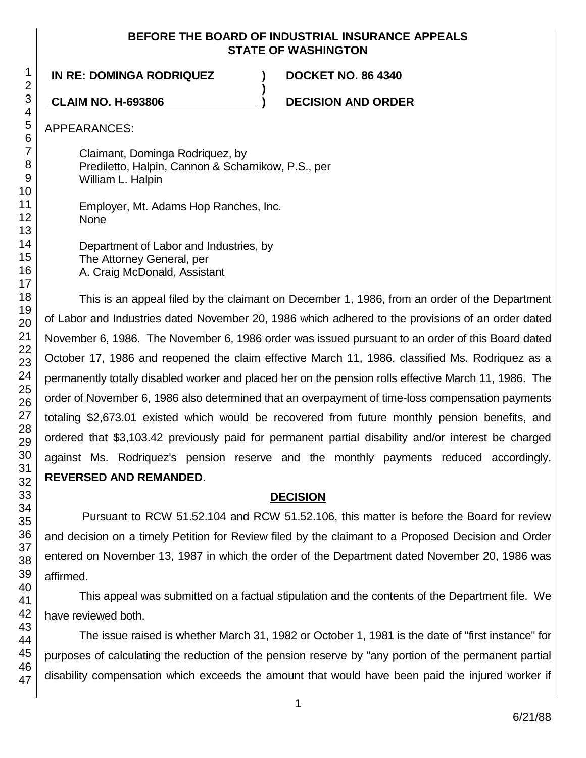**BEFORE THE BOARD OF INDUSTRIAL INSURANCE APPEALS**
**STATE OF WASHINGTON**

| | | |
|---|---|---|
| **IN RE: DOMINGA RODRIQUEZ** | **)** | **DOCKET NO. 86 4340** |
| | **)** | |
| **CLAIM NO. H-693806** | **)** | **DECISION AND ORDER** |

APPEARANCES:

Claimant, Dominga Rodriquez, by
Prediletto, Halpin, Cannon & Scharnikow, P.S., per
William L. Halpin

Employer, Mt. Adams Hop Ranches, Inc.
None

Department of Labor and Industries, by
The Attorney General, per
A. Craig McDonald, Assistant

This is an appeal filed by the claimant on December 1, 1986, from an order of the Department of Labor and Industries dated November 20, 1986 which adhered to the provisions of an order dated November 6, 1986. The November 6, 1986 order was issued pursuant to an order of this Board dated October 17, 1986 and reopened the claim effective March 11, 1986, classified Ms. Rodriquez as a permanently totally disabled worker and placed her on the pension rolls effective March 11, 1986. The order of November 6, 1986 also determined that an overpayment of time-loss compensation payments totaling $2,673.01 existed which would be recovered from future monthly pension benefits, and ordered that $3,103.42 previously paid for permanent partial disability and/or interest be charged against Ms. Rodriquez's pension reserve and the monthly payments reduced accordingly. **REVERSED AND REMANDED**.

## DECISION

Pursuant to RCW 51.52.104 and RCW 51.52.106, this matter is before the Board for review and decision on a timely Petition for Review filed by the claimant to a Proposed Decision and Order entered on November 13, 1987 in which the order of the Department dated November 20, 1986 was affirmed.

This appeal was submitted on a factual stipulation and the contents of the Department file. We have reviewed both.

The issue raised is whether March 31, 1982 or October 1, 1981 is the date of "first instance" for purposes of calculating the reduction of the pension reserve by "any portion of the permanent partial disability compensation which exceeds the amount that would have been paid the injured worker if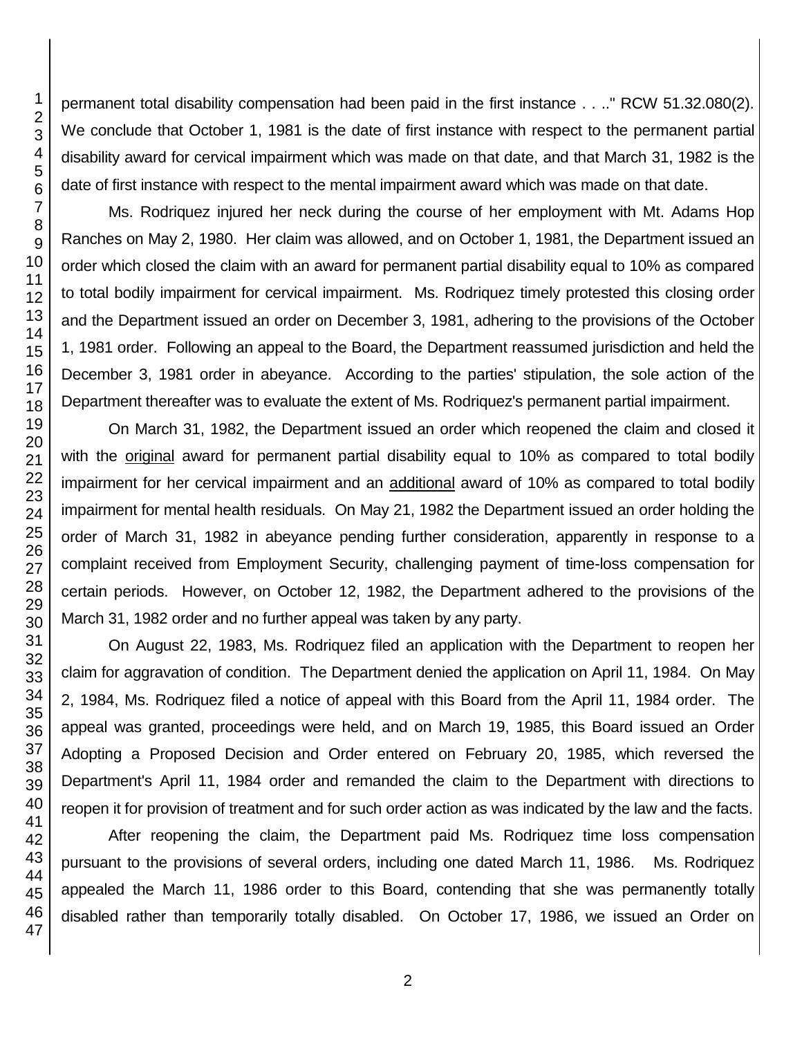permanent total disability compensation had been paid in the first instance . . .." RCW 51.32.080(2). We conclude that October 1, 1981 is the date of first instance with respect to the permanent partial disability award for cervical impairment which was made on that date, and that March 31, 1982 is the date of first instance with respect to the mental impairment award which was made on that date.

Ms. Rodriquez injured her neck during the course of her employment with Mt. Adams Hop Ranches on May 2, 1980. Her claim was allowed, and on October 1, 1981, the Department issued an order which closed the claim with an award for permanent partial disability equal to 10% as compared to total bodily impairment for cervical impairment. Ms. Rodriquez timely protested this closing order and the Department issued an order on December 3, 1981, adhering to the provisions of the October 1, 1981 order. Following an appeal to the Board, the Department reassumed jurisdiction and held the December 3, 1981 order in abeyance. According to the parties' stipulation, the sole action of the Department thereafter was to evaluate the extent of Ms. Rodriquez's permanent partial impairment.

On March 31, 1982, the Department issued an order which reopened the claim and closed it with the original award for permanent partial disability equal to 10% as compared to total bodily impairment for her cervical impairment and an additional award of 10% as compared to total bodily impairment for mental health residuals. On May 21, 1982 the Department issued an order holding the order of March 31, 1982 in abeyance pending further consideration, apparently in response to a complaint received from Employment Security, challenging payment of time-loss compensation for certain periods. However, on October 12, 1982, the Department adhered to the provisions of the March 31, 1982 order and no further appeal was taken by any party.

On August 22, 1983, Ms. Rodriquez filed an application with the Department to reopen her claim for aggravation of condition. The Department denied the application on April 11, 1984. On May 2, 1984, Ms. Rodriquez filed a notice of appeal with this Board from the April 11, 1984 order. The appeal was granted, proceedings were held, and on March 19, 1985, this Board issued an Order Adopting a Proposed Decision and Order entered on February 20, 1985, which reversed the Department's April 11, 1984 order and remanded the claim to the Department with directions to reopen it for provision of treatment and for such order action as was indicated by the law and the facts.

After reopening the claim, the Department paid Ms. Rodriquez time loss compensation pursuant to the provisions of several orders, including one dated March 11, 1986. Ms. Rodriquez appealed the March 11, 1986 order to this Board, contending that she was permanently totally disabled rather than temporarily totally disabled. On October 17, 1986, we issued an Order on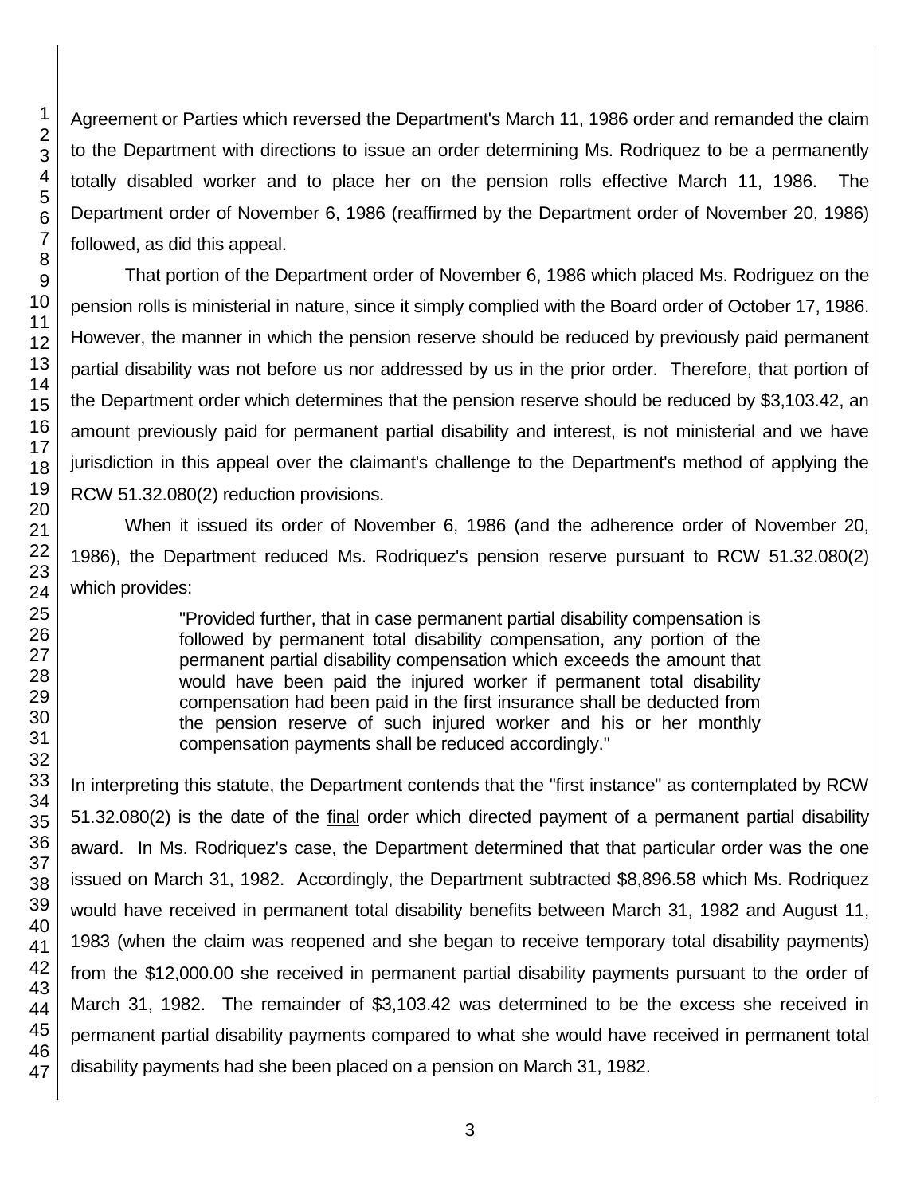Agreement or Parties which reversed the Department's March 11, 1986 order and remanded the claim to the Department with directions to issue an order determining Ms. Rodriquez to be a permanently totally disabled worker and to place her on the pension rolls effective March 11, 1986. The Department order of November 6, 1986 (reaffirmed by the Department order of November 20, 1986) followed, as did this appeal.

That portion of the Department order of November 6, 1986 which placed Ms. Rodriguez on the pension rolls is ministerial in nature, since it simply complied with the Board order of October 17, 1986. However, the manner in which the pension reserve should be reduced by previously paid permanent partial disability was not before us nor addressed by us in the prior order. Therefore, that portion of the Department order which determines that the pension reserve should be reduced by $3,103.42, an amount previously paid for permanent partial disability and interest, is not ministerial and we have jurisdiction in this appeal over the claimant's challenge to the Department's method of applying the RCW 51.32.080(2) reduction provisions.

When it issued its order of November 6, 1986 (and the adherence order of November 20, 1986), the Department reduced Ms. Rodriquez's pension reserve pursuant to RCW 51.32.080(2) which provides:

> "Provided further, that in case permanent partial disability compensation is followed by permanent total disability compensation, any portion of the permanent partial disability compensation which exceeds the amount that would have been paid the injured worker if permanent total disability compensation had been paid in the first insurance shall be deducted from the pension reserve of such injured worker and his or her monthly compensation payments shall be reduced accordingly."

In interpreting this statute, the Department contends that the "first instance" as contemplated by RCW 51.32.080(2) is the date of the final order which directed payment of a permanent partial disability award. In Ms. Rodriquez's case, the Department determined that that particular order was the one issued on March 31, 1982. Accordingly, the Department subtracted $8,896.58 which Ms. Rodriquez would have received in permanent total disability benefits between March 31, 1982 and August 11, 1983 (when the claim was reopened and she began to receive temporary total disability payments) from the $12,000.00 she received in permanent partial disability payments pursuant to the order of March 31, 1982. The remainder of $3,103.42 was determined to be the excess she received in permanent partial disability payments compared to what she would have received in permanent total disability payments had she been placed on a pension on March 31, 1982.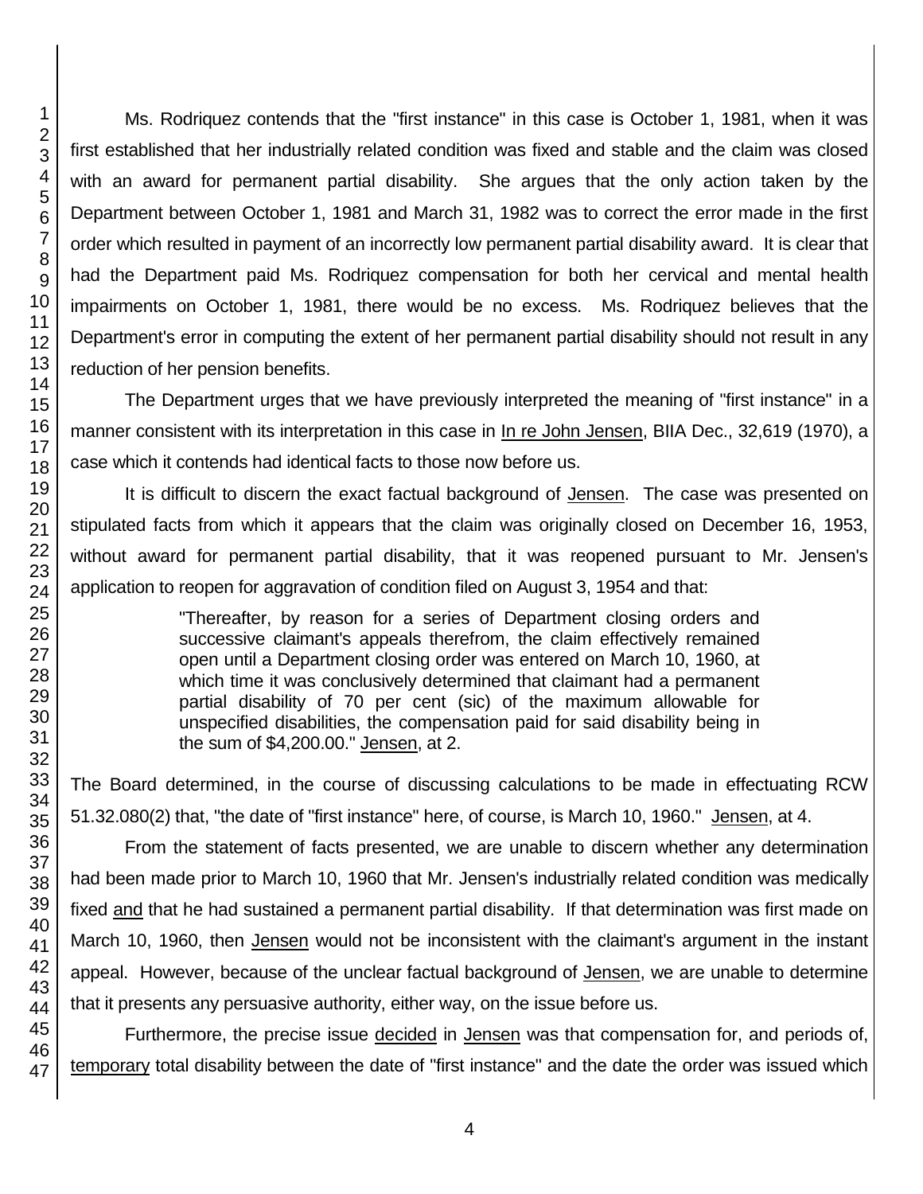Ms. Rodriquez contends that the "first instance" in this case is October 1, 1981, when it was first established that her industrially related condition was fixed and stable and the claim was closed with an award for permanent partial disability. She argues that the only action taken by the Department between October 1, 1981 and March 31, 1982 was to correct the error made in the first order which resulted in payment of an incorrectly low permanent partial disability award. It is clear that had the Department paid Ms. Rodriquez compensation for both her cervical and mental health impairments on October 1, 1981, there would be no excess. Ms. Rodriquez believes that the Department's error in computing the extent of her permanent partial disability should not result in any reduction of her pension benefits.

The Department urges that we have previously interpreted the meaning of "first instance" in a manner consistent with its interpretation in this case in In re John Jensen, BIIA Dec., 32,619 (1970), a case which it contends had identical facts to those now before us.

It is difficult to discern the exact factual background of Jensen. The case was presented on stipulated facts from which it appears that the claim was originally closed on December 16, 1953, without award for permanent partial disability, that it was reopened pursuant to Mr. Jensen's application to reopen for aggravation of condition filed on August 3, 1954 and that:

> "Thereafter, by reason for a series of Department closing orders and successive claimant's appeals therefrom, the claim effectively remained open until a Department closing order was entered on March 10, 1960, at which time it was conclusively determined that claimant had a permanent partial disability of 70 per cent (sic) of the maximum allowable for unspecified disabilities, the compensation paid for said disability being in the sum of $4,200.00." Jensen, at 2.

The Board determined, in the course of discussing calculations to be made in effectuating RCW 51.32.080(2) that, "the date of "first instance" here, of course, is March 10, 1960." Jensen, at 4.

From the statement of facts presented, we are unable to discern whether any determination had been made prior to March 10, 1960 that Mr. Jensen's industrially related condition was medically fixed and that he had sustained a permanent partial disability. If that determination was first made on March 10, 1960, then Jensen would not be inconsistent with the claimant's argument in the instant appeal. However, because of the unclear factual background of Jensen, we are unable to determine that it presents any persuasive authority, either way, on the issue before us.

Furthermore, the precise issue decided in Jensen was that compensation for, and periods of, temporary total disability between the date of "first instance" and the date the order was issued which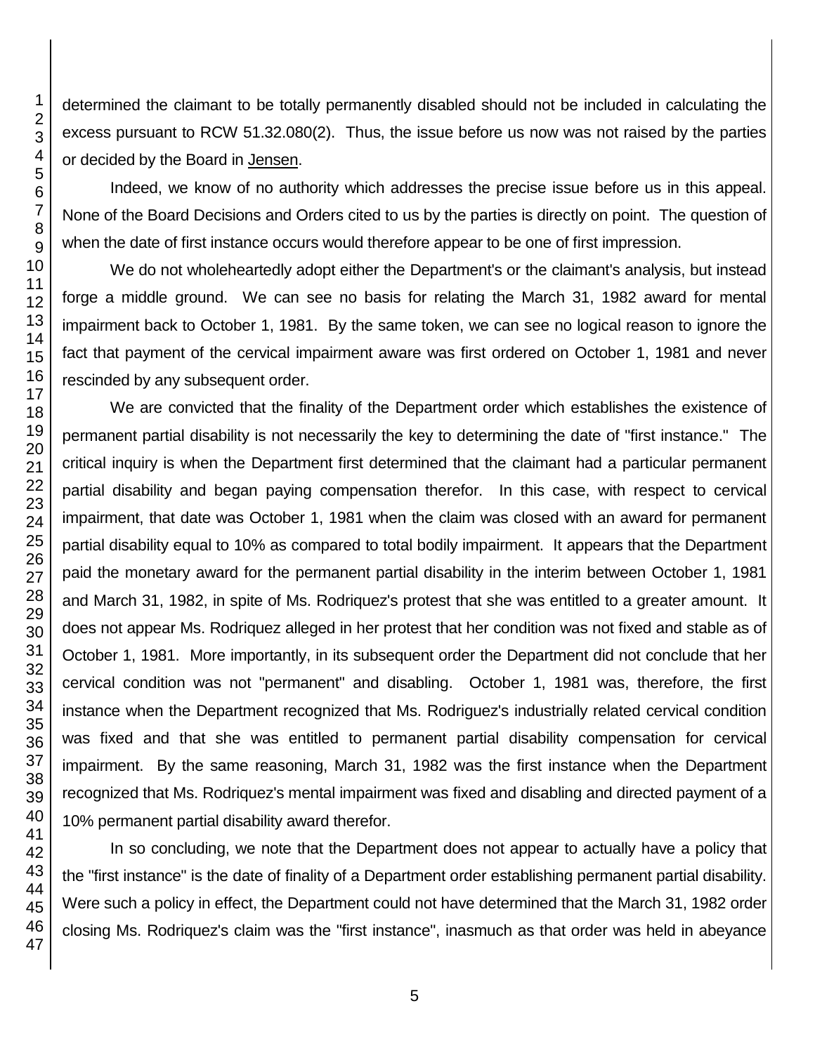determined the claimant to be totally permanently disabled should not be included in calculating the excess pursuant to RCW 51.32.080(2). Thus, the issue before us now was not raised by the parties or decided by the Board in Jensen.

Indeed, we know of no authority which addresses the precise issue before us in this appeal. None of the Board Decisions and Orders cited to us by the parties is directly on point. The question of when the date of first instance occurs would therefore appear to be one of first impression.

We do not wholeheartedly adopt either the Department's or the claimant's analysis, but instead forge a middle ground. We can see no basis for relating the March 31, 1982 award for mental impairment back to October 1, 1981. By the same token, we can see no logical reason to ignore the fact that payment of the cervical impairment aware was first ordered on October 1, 1981 and never rescinded by any subsequent order.

We are convicted that the finality of the Department order which establishes the existence of permanent partial disability is not necessarily the key to determining the date of "first instance." The critical inquiry is when the Department first determined that the claimant had a particular permanent partial disability and began paying compensation therefor. In this case, with respect to cervical impairment, that date was October 1, 1981 when the claim was closed with an award for permanent partial disability equal to 10% as compared to total bodily impairment. It appears that the Department paid the monetary award for the permanent partial disability in the interim between October 1, 1981 and March 31, 1982, in spite of Ms. Rodriquez's protest that she was entitled to a greater amount. It does not appear Ms. Rodriquez alleged in her protest that her condition was not fixed and stable as of October 1, 1981. More importantly, in its subsequent order the Department did not conclude that her cervical condition was not "permanent" and disabling. October 1, 1981 was, therefore, the first instance when the Department recognized that Ms. Rodriguez's industrially related cervical condition was fixed and that she was entitled to permanent partial disability compensation for cervical impairment. By the same reasoning, March 31, 1982 was the first instance when the Department recognized that Ms. Rodriquez's mental impairment was fixed and disabling and directed payment of a 10% permanent partial disability award therefor.

In so concluding, we note that the Department does not appear to actually have a policy that the "first instance" is the date of finality of a Department order establishing permanent partial disability. Were such a policy in effect, the Department could not have determined that the March 31, 1982 order closing Ms. Rodriquez's claim was the "first instance", inasmuch as that order was held in abeyance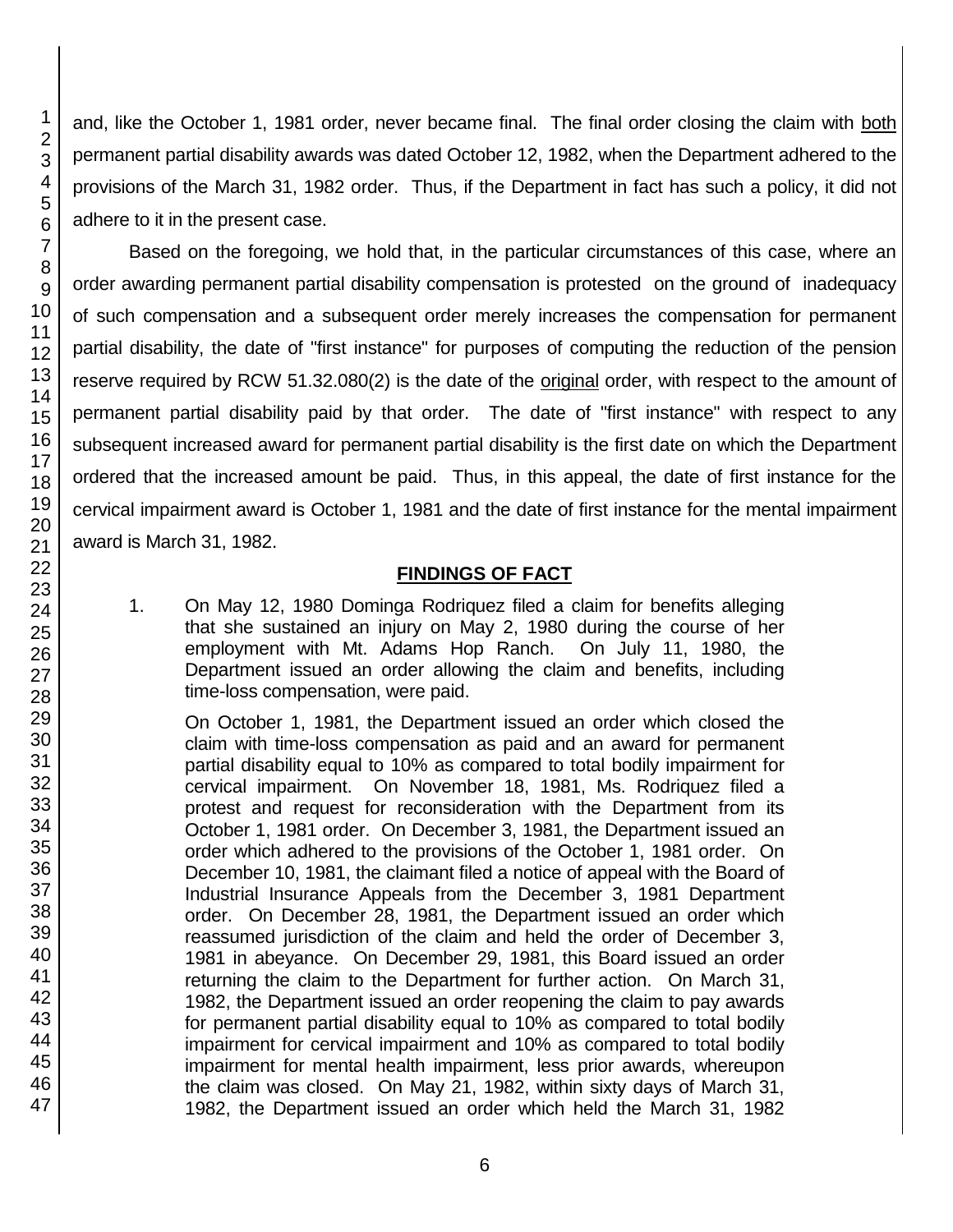and, like the October 1, 1981 order, never became final. The final order closing the claim with both permanent partial disability awards was dated October 12, 1982, when the Department adhered to the provisions of the March 31, 1982 order. Thus, if the Department in fact has such a policy, it did not adhere to it in the present case.

Based on the foregoing, we hold that, in the particular circumstances of this case, where an order awarding permanent partial disability compensation is protested on the ground of inadequacy of such compensation and a subsequent order merely increases the compensation for permanent partial disability, the date of "first instance" for purposes of computing the reduction of the pension reserve required by RCW 51.32.080(2) is the date of the original order, with respect to the amount of permanent partial disability paid by that order. The date of "first instance" with respect to any subsequent increased award for permanent partial disability is the first date on which the Department ordered that the increased amount be paid. Thus, in this appeal, the date of first instance for the cervical impairment award is October 1, 1981 and the date of first instance for the mental impairment award is March 31, 1982.

## FINDINGS OF FACT

1. On May 12, 1980 Dominga Rodriquez filed a claim for benefits alleging that she sustained an injury on May 2, 1980 during the course of her employment with Mt. Adams Hop Ranch. On July 11, 1980, the Department issued an order allowing the claim and benefits, including time-loss compensation, were paid.

   On October 1, 1981, the Department issued an order which closed the claim with time-loss compensation as paid and an award for permanent partial disability equal to 10% as compared to total bodily impairment for cervical impairment. On November 18, 1981, Ms. Rodriquez filed a protest and request for reconsideration with the Department from its October 1, 1981 order. On December 3, 1981, the Department issued an order which adhered to the provisions of the October 1, 1981 order. On December 10, 1981, the claimant filed a notice of appeal with the Board of Industrial Insurance Appeals from the December 3, 1981 Department order. On December 28, 1981, the Department issued an order which reassumed jurisdiction of the claim and held the order of December 3, 1981 in abeyance. On December 29, 1981, this Board issued an order returning the claim to the Department for further action. On March 31, 1982, the Department issued an order reopening the claim to pay awards for permanent partial disability equal to 10% as compared to total bodily impairment for cervical impairment and 10% as compared to total bodily impairment for mental health impairment, less prior awards, whereupon the claim was closed. On May 21, 1982, within sixty days of March 31, 1982, the Department issued an order which held the March 31, 1982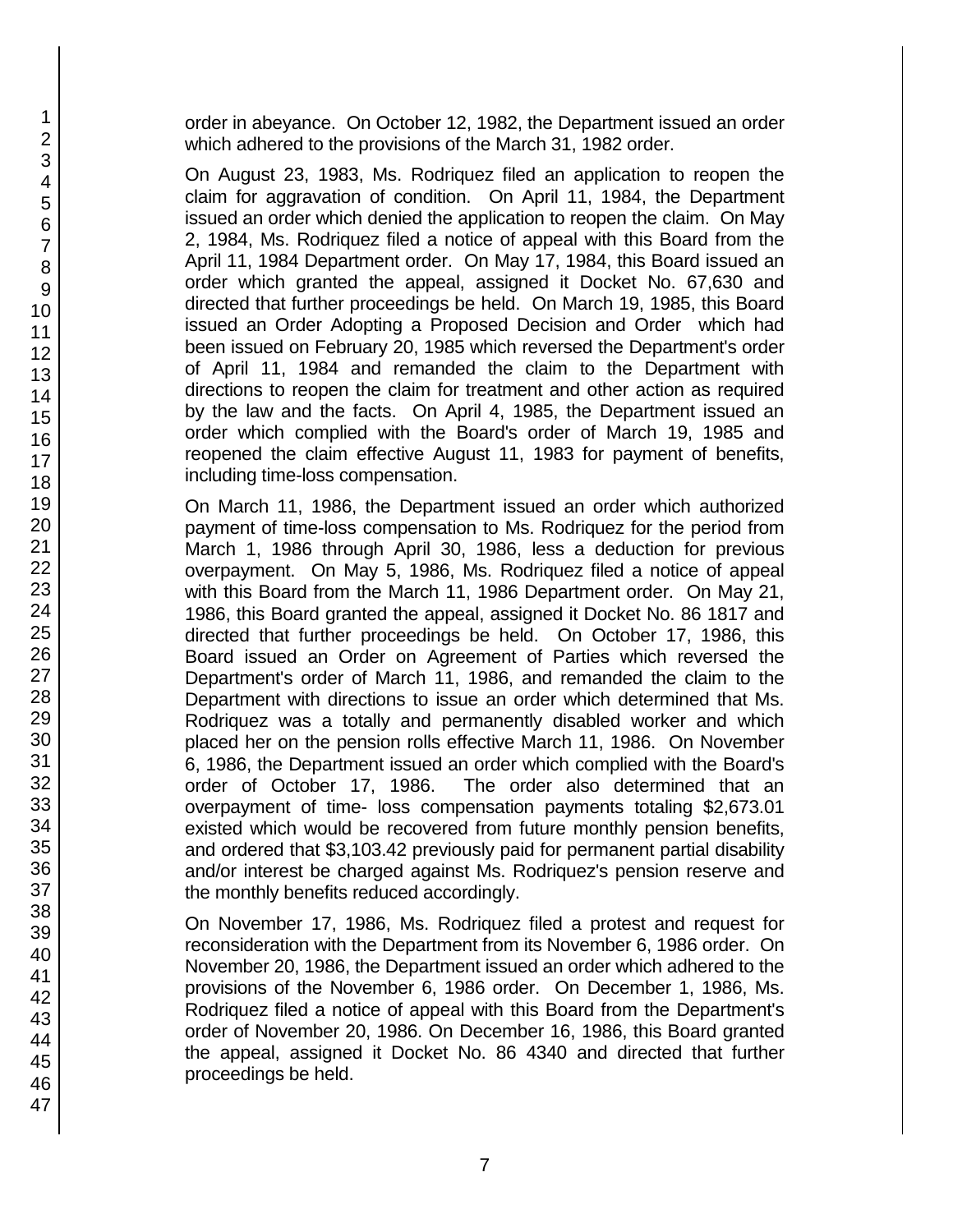order in abeyance. On October 12, 1982, the Department issued an order which adhered to the provisions of the March 31, 1982 order.

On August 23, 1983, Ms. Rodriquez filed an application to reopen the claim for aggravation of condition. On April 11, 1984, the Department issued an order which denied the application to reopen the claim. On May 2, 1984, Ms. Rodriquez filed a notice of appeal with this Board from the April 11, 1984 Department order. On May 17, 1984, this Board issued an order which granted the appeal, assigned it Docket No. 67,630 and directed that further proceedings be held. On March 19, 1985, this Board issued an Order Adopting a Proposed Decision and Order which had been issued on February 20, 1985 which reversed the Department's order of April 11, 1984 and remanded the claim to the Department with directions to reopen the claim for treatment and other action as required by the law and the facts. On April 4, 1985, the Department issued an order which complied with the Board's order of March 19, 1985 and reopened the claim effective August 11, 1983 for payment of benefits, including time-loss compensation.

On March 11, 1986, the Department issued an order which authorized payment of time-loss compensation to Ms. Rodriquez for the period from March 1, 1986 through April 30, 1986, less a deduction for previous overpayment. On May 5, 1986, Ms. Rodriquez filed a notice of appeal with this Board from the March 11, 1986 Department order. On May 21, 1986, this Board granted the appeal, assigned it Docket No. 86 1817 and directed that further proceedings be held. On October 17, 1986, this Board issued an Order on Agreement of Parties which reversed the Department's order of March 11, 1986, and remanded the claim to the Department with directions to issue an order which determined that Ms. Rodriquez was a totally and permanently disabled worker and which placed her on the pension rolls effective March 11, 1986. On November 6, 1986, the Department issued an order which complied with the Board's order of October 17, 1986. The order also determined that an overpayment of time- loss compensation payments totaling $2,673.01 existed which would be recovered from future monthly pension benefits, and ordered that $3,103.42 previously paid for permanent partial disability and/or interest be charged against Ms. Rodriquez's pension reserve and the monthly benefits reduced accordingly.

On November 17, 1986, Ms. Rodriquez filed a protest and request for reconsideration with the Department from its November 6, 1986 order. On November 20, 1986, the Department issued an order which adhered to the provisions of the November 6, 1986 order. On December 1, 1986, Ms. Rodriquez filed a notice of appeal with this Board from the Department's order of November 20, 1986. On December 16, 1986, this Board granted the appeal, assigned it Docket No. 86 4340 and directed that further proceedings be held.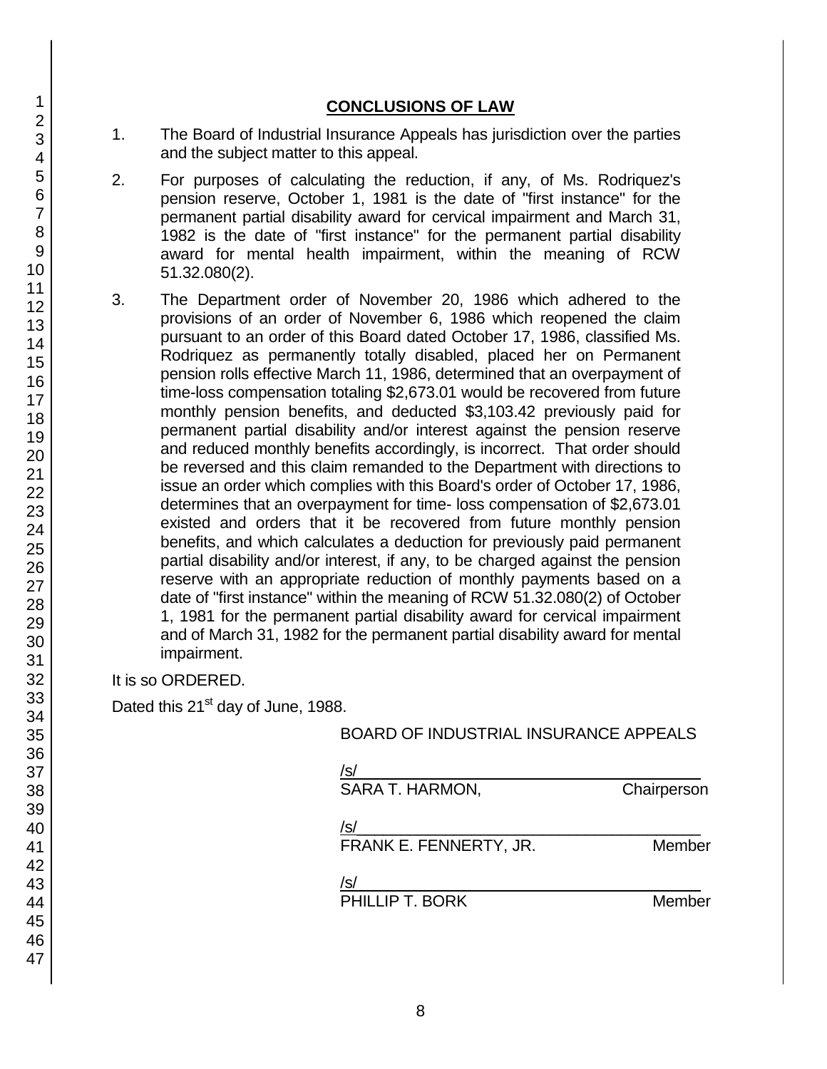## CONCLUSIONS OF LAW

1. The Board of Industrial Insurance Appeals has jurisdiction over the parties and the subject matter to this appeal.

2. For purposes of calculating the reduction, if any, of Ms. Rodriquez's pension reserve, October 1, 1981 is the date of "first instance" for the permanent partial disability award for cervical impairment and March 31, 1982 is the date of "first instance" for the permanent partial disability award for mental health impairment, within the meaning of RCW 51.32.080(2).

3. The Department order of November 20, 1986 which adhered to the provisions of an order of November 6, 1986 which reopened the claim pursuant to an order of this Board dated October 17, 1986, classified Ms. Rodriquez as permanently totally disabled, placed her on Permanent pension rolls effective March 11, 1986, determined that an overpayment of time-loss compensation totaling $2,673.01 would be recovered from future monthly pension benefits, and deducted $3,103.42 previously paid for permanent partial disability and/or interest against the pension reserve and reduced monthly benefits accordingly, is incorrect. That order should be reversed and this claim remanded to the Department with directions to issue an order which complies with this Board's order of October 17, 1986, determines that an overpayment for time- loss compensation of $2,673.01 existed and orders that it be recovered from future monthly pension benefits, and which calculates a deduction for previously paid permanent partial disability and/or interest, if any, to be charged against the pension reserve with an appropriate reduction of monthly payments based on a date of "first instance" within the meaning of RCW 51.32.080(2) of October 1, 1981 for the permanent partial disability award for cervical impairment and of March 31, 1982 for the permanent partial disability award for mental impairment.

It is so ORDERED.

Dated this 21st day of June, 1988.

BOARD OF INDUSTRIAL INSURANCE APPEALS

/s/
SARA T. HARMON, Chairperson

/s/
FRANK E. FENNERTY, JR. Member

/s/
PHILLIP T. BORK Member